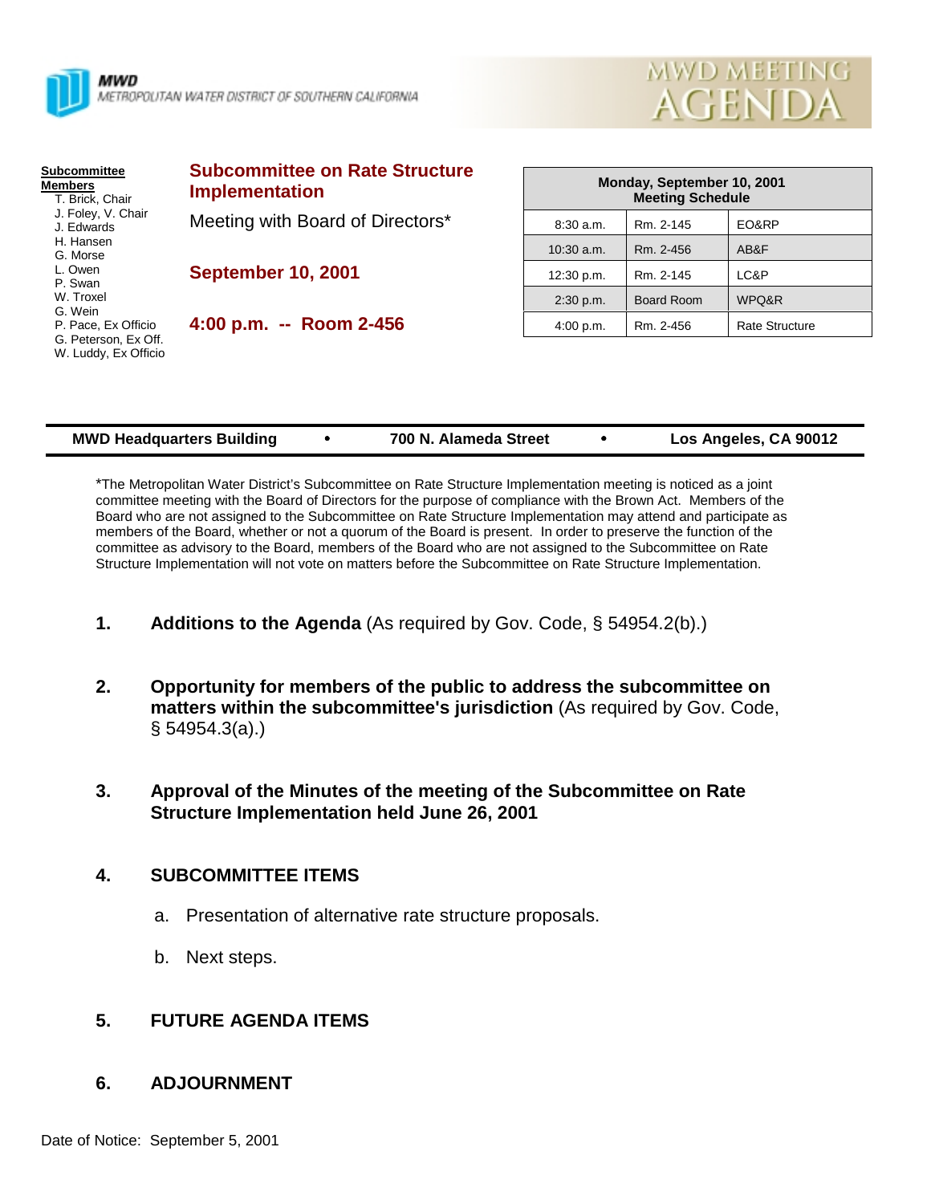**MWD**
METROPOLITAN WATER DISTRICT OF SOUTHERN CALIFORNIA

# MWD MEETING AGENDA

**Subcommittee Members**
- T. Brick, Chair
- J. Foley, V. Chair
- J. Edwards
- H. Hansen
- G. Morse
- L. Owen
- P. Swan
- W. Troxel
- G. Wein
- P. Pace, Ex Officio
- G. Peterson, Ex Off.
- W. Luddy, Ex Officio

## Subcommittee on Rate Structure Implementation

Meeting with Board of Directors*

**September 10, 2001**

**4:00 p.m. -- Room 2-456**

| Monday, September 10, 2001 Meeting Schedule | | |
|---|---|---|
| 8:30 a.m. | Rm. 2-145 | EO&RP |
| 10:30 a.m. | Rm. 2-456 | AB&F |
| 12:30 p.m. | Rm. 2-145 | LC&P |
| 2:30 p.m. | Board Room | WPQ&R |
| 4:00 p.m. | Rm. 2-456 | Rate Structure |

**MWD Headquarters Building • 700 N. Alameda Street • Los Angeles, CA 90012**

*The Metropolitan Water District's Subcommittee on Rate Structure Implementation meeting is noticed as a joint committee meeting with the Board of Directors for the purpose of compliance with the Brown Act. Members of the Board who are not assigned to the Subcommittee on Rate Structure Implementation may attend and participate as members of the Board, whether or not a quorum of the Board is present. In order to preserve the function of the committee as advisory to the Board, members of the Board who are not assigned to the Subcommittee on Rate Structure Implementation will not vote on matters before the Subcommittee on Rate Structure Implementation.

1. **Additions to the Agenda** (As required by Gov. Code, § 54954.2(b).)

2. **Opportunity for members of the public to address the subcommittee on matters within the subcommittee's jurisdiction** (As required by Gov. Code, § 54954.3(a).)

3. **Approval of the Minutes of the meeting of the Subcommittee on Rate Structure Implementation held June 26, 2001**

4. **SUBCOMMITTEE ITEMS**

   a. Presentation of alternative rate structure proposals.

   b. Next steps.

5. **FUTURE AGENDA ITEMS**

6. **ADJOURNMENT**

Date of Notice: September 5, 2001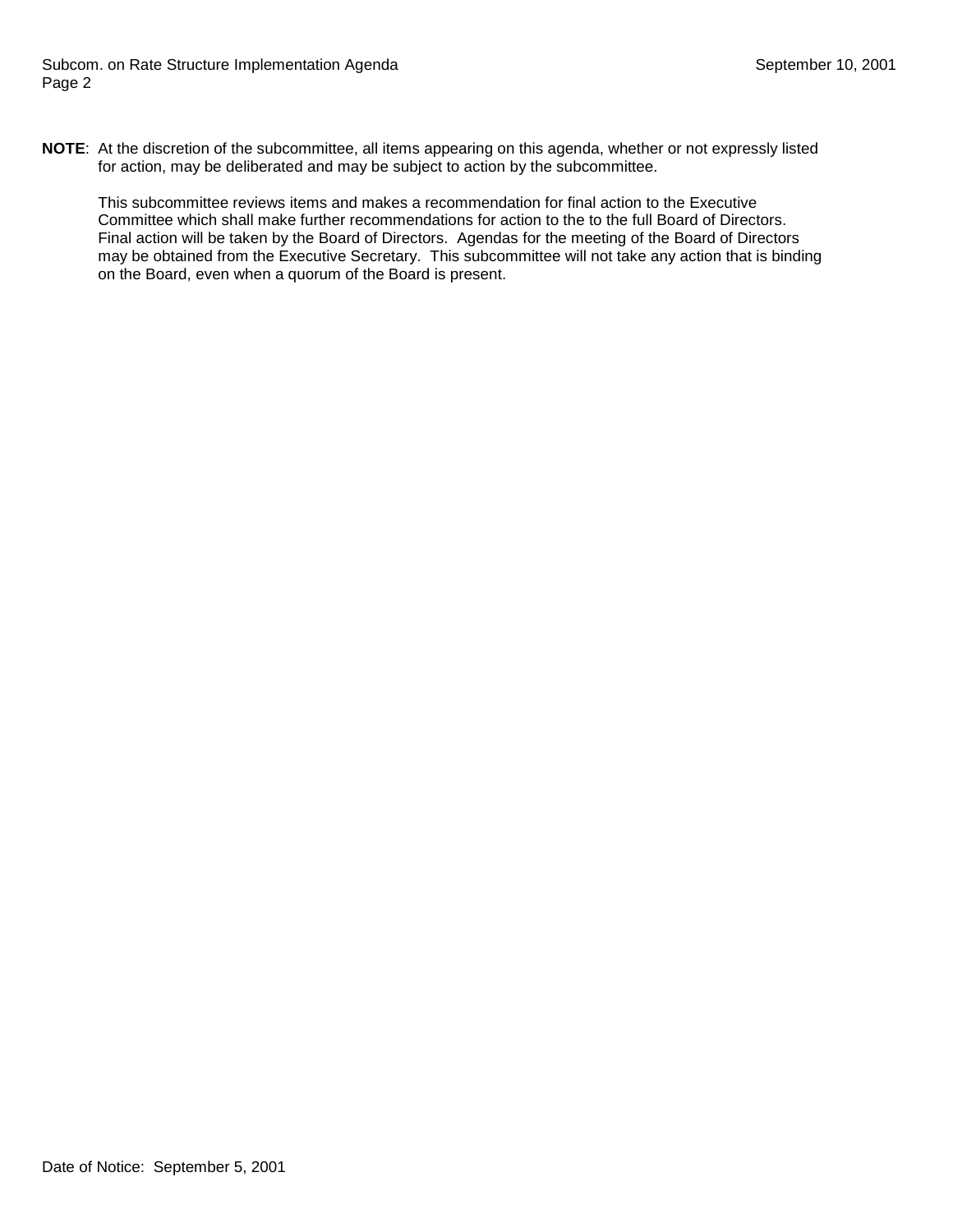**NOTE**: At the discretion of the subcommittee, all items appearing on this agenda, whether or not expressly listed for action, may be deliberated and may be subject to action by the subcommittee.

This subcommittee reviews items and makes a recommendation for final action to the Executive Committee which shall make further recommendations for action to the to the full Board of Directors. Final action will be taken by the Board of Directors. Agendas for the meeting of the Board of Directors may be obtained from the Executive Secretary. This subcommittee will not take any action that is binding on the Board, even when a quorum of the Board is present.

Date of Notice: September 5, 2001